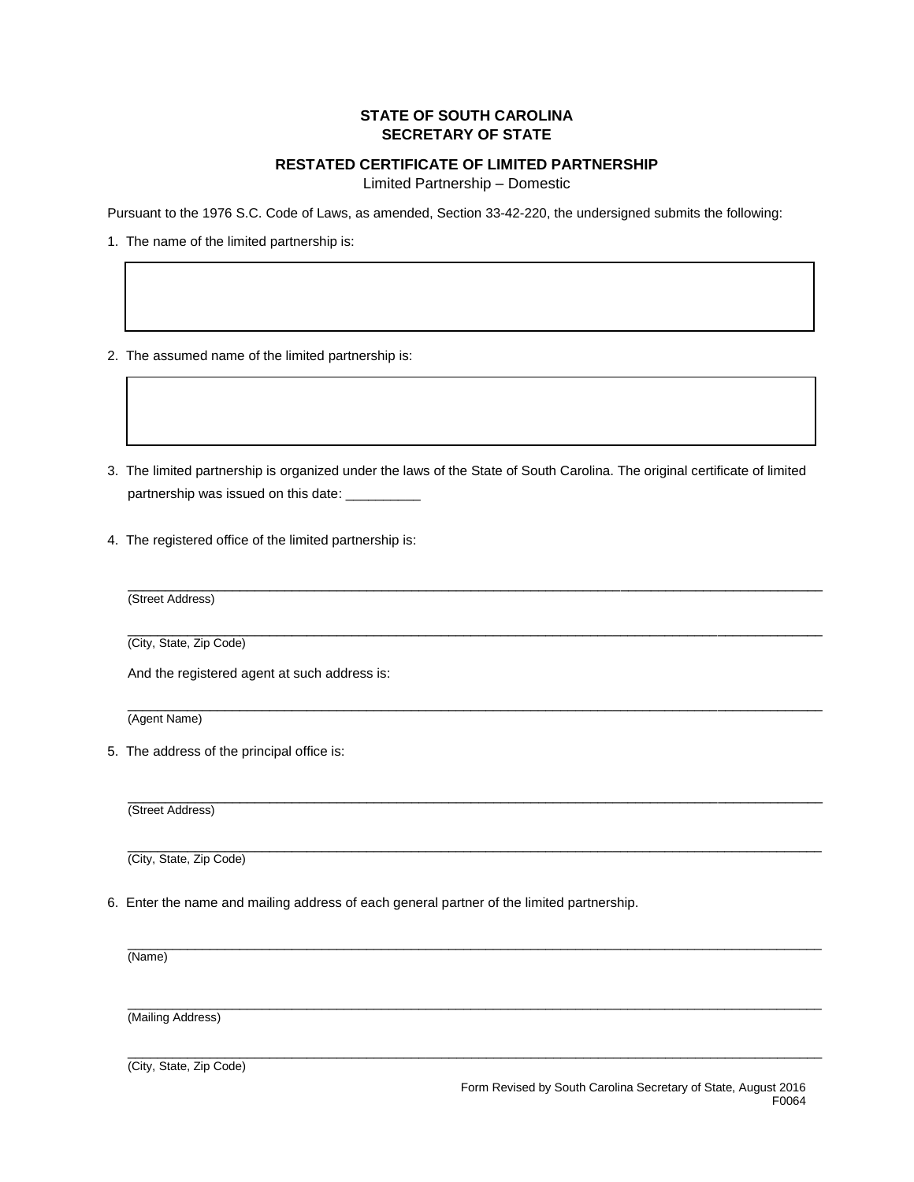**STATE OF SOUTH CAROLINA**
**SECRETARY OF STATE**

**RESTATED CERTIFICATE OF LIMITED PARTNERSHIP**
Limited Partnership – Domestic

Pursuant to the 1976 S.C. Code of Laws, as amended, Section 33-42-220, the undersigned submits the following:

1. The name of the limited partnership is:

2. The assumed name of the limited partnership is:

3. The limited partnership is organized under the laws of the State of South Carolina. The original certificate of limited partnership was issued on this date: __________

4. The registered office of the limited partnership is:

   ______________________________________________________________
   (Street Address)

   ______________________________________________________________
   (City, State, Zip Code)

   And the registered agent at such address is:

   ______________________________________________________________
   (Agent Name)

5. The address of the principal office is:

   ______________________________________________________________
   (Street Address)

   ______________________________________________________________
   (City, State, Zip Code)

6. Enter the name and mailing address of each general partner of the limited partnership.

   ______________________________________________________________
   (Name)

   ______________________________________________________________
   (Mailing Address)

   ______________________________________________________________
   (City, State, Zip Code)

Form Revised by South Carolina Secretary of State, August 2016
F0064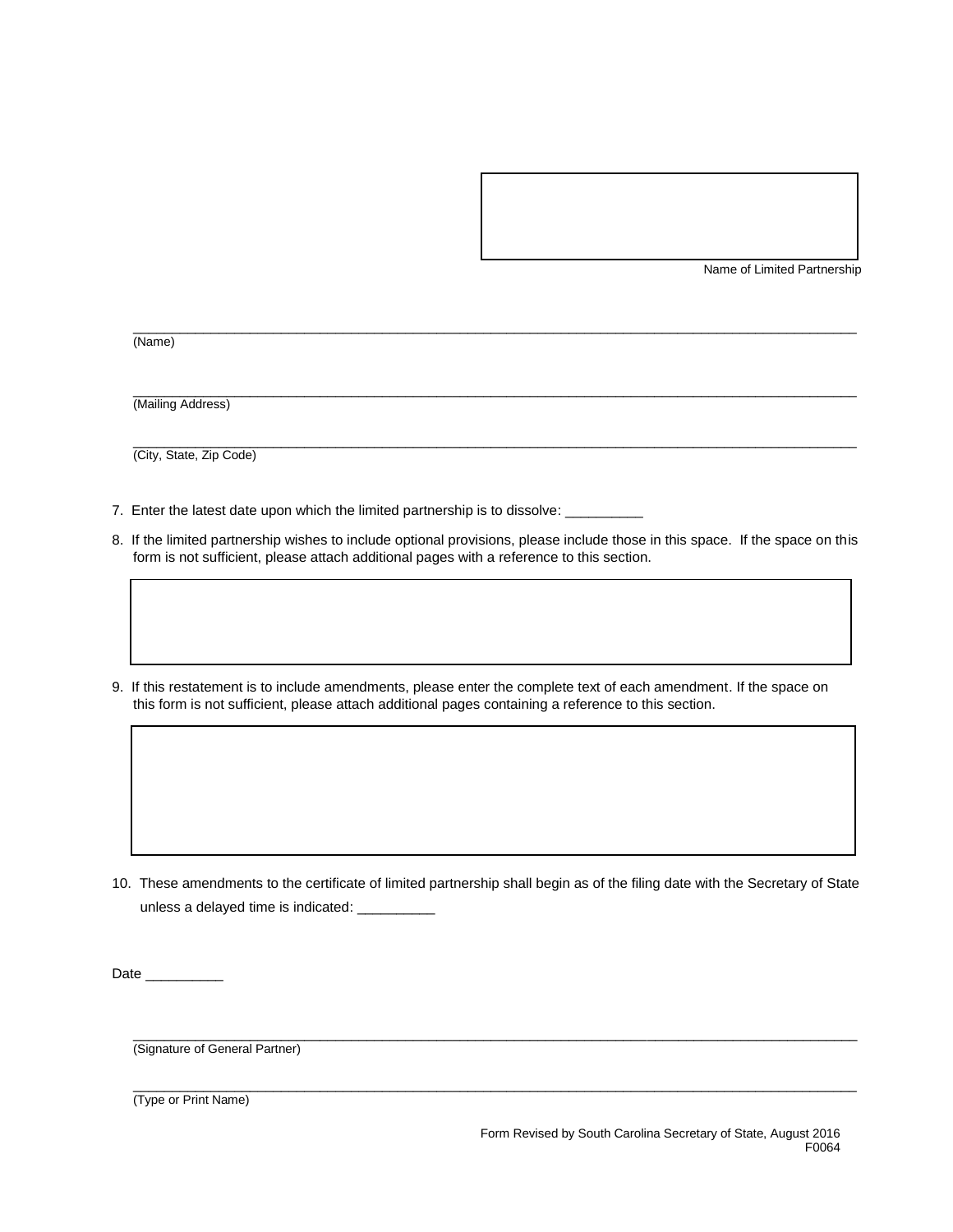Name of Limited Partnership

\_\_\_\_\_\_\_\_\_\_\_\_\_\_\_\_\_\_\_\_\_\_\_\_\_\_\_\_\_\_\_\_\_\_\_\_\_\_\_\_\_\_\_\_\_\_\_\_\_\_\_\_\_\_\_\_\_\_\_\_\_\_\_\_\_\_\_\_\_\_\_\_\_\_\_\_\_\_
(Name)

\_\_\_\_\_\_\_\_\_\_\_\_\_\_\_\_\_\_\_\_\_\_\_\_\_\_\_\_\_\_\_\_\_\_\_\_\_\_\_\_\_\_\_\_\_\_\_\_\_\_\_\_\_\_\_\_\_\_\_\_\_\_\_\_\_\_\_\_\_\_\_\_\_\_\_\_\_\_
(Mailing Address)

\_\_\_\_\_\_\_\_\_\_\_\_\_\_\_\_\_\_\_\_\_\_\_\_\_\_\_\_\_\_\_\_\_\_\_\_\_\_\_\_\_\_\_\_\_\_\_\_\_\_\_\_\_\_\_\_\_\_\_\_\_\_\_\_\_\_\_\_\_\_\_\_\_\_\_\_\_\_
(City, State, Zip Code)

7. Enter the latest date upon which the limited partnership is to dissolve: \_\_\_\_\_\_\_\_\_\_

8. If the limited partnership wishes to include optional provisions, please include those in this space. If the space on this form is not sufficient, please attach additional pages with a reference to this section.

9. If this restatement is to include amendments, please enter the complete text of each amendment. If the space on this form is not sufficient, please attach additional pages containing a reference to this section.

10. These amendments to the certificate of limited partnership shall begin as of the filing date with the Secretary of State unless a delayed time is indicated: \_\_\_\_\_\_\_\_\_\_

Date \_\_\_\_\_\_\_\_\_\_

\_\_\_\_\_\_\_\_\_\_\_\_\_\_\_\_\_\_\_\_\_\_\_\_\_\_\_\_\_\_\_\_\_\_\_\_\_\_\_\_\_\_\_\_\_\_\_\_\_\_\_\_\_\_\_\_\_\_\_\_\_\_\_\_\_\_\_\_\_\_\_\_\_\_\_\_\_\_
(Signature of General Partner)

\_\_\_\_\_\_\_\_\_\_\_\_\_\_\_\_\_\_\_\_\_\_\_\_\_\_\_\_\_\_\_\_\_\_\_\_\_\_\_\_\_\_\_\_\_\_\_\_\_\_\_\_\_\_\_\_\_\_\_\_\_\_\_\_\_\_\_\_\_\_\_\_\_\_\_\_\_\_
(Type or Print Name)

Form Revised by South Carolina Secretary of State, August 2016
F0064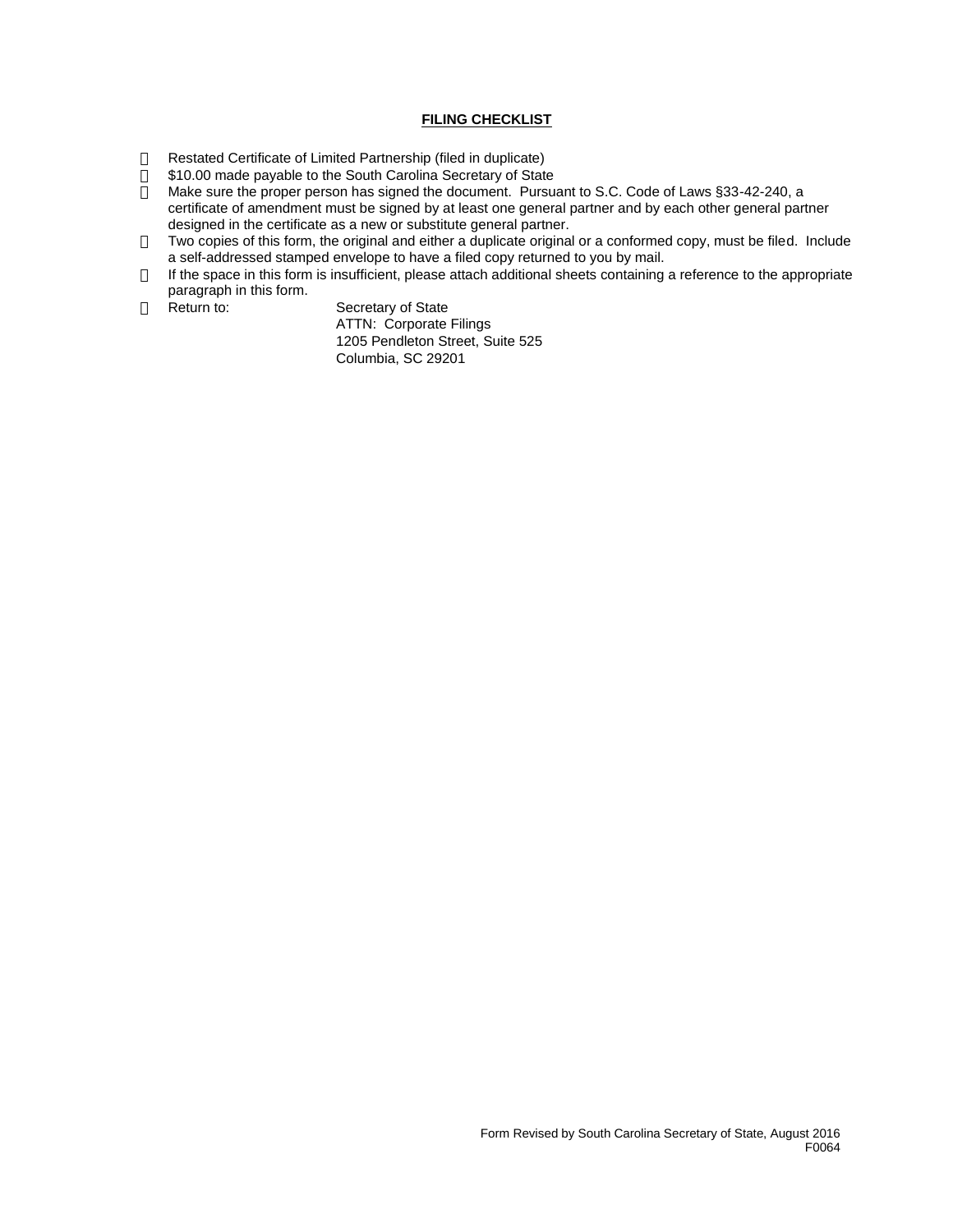## FILING CHECKLIST

- Restated Certificate of Limited Partnership (filed in duplicate)
- $10.00 made payable to the South Carolina Secretary of State
- Make sure the proper person has signed the document. Pursuant to S.C. Code of Laws §33-42-240, a certificate of amendment must be signed by at least one general partner and by each other general partner designed in the certificate as a new or substitute general partner.
- Two copies of this form, the original and either a duplicate original or a conformed copy, must be filed. Include a self-addressed stamped envelope to have a filed copy returned to you by mail.
- If the space in this form is insufficient, please attach additional sheets containing a reference to the appropriate paragraph in this form.
- Return to:
  Secretary of State
  ATTN: Corporate Filings
  1205 Pendleton Street, Suite 525
  Columbia, SC 29201

Form Revised by South Carolina Secretary of State, August 2016
F0064